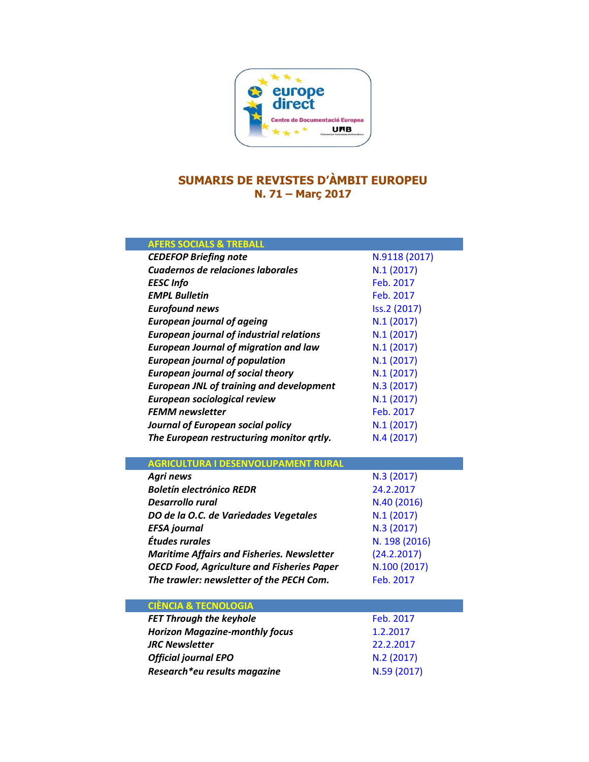# SUMARIS DE REVISTES D'ÀMBIT EUROPEU

## N. 71 – Març 2017

| AFERS SOCIALS & TREBALL | |
| --- | --- |
| ***CEDEFOP Briefing note*** | N.9118 (2017) |
| ***Cuadernos de relaciones laborales*** | N.1 (2017) |
| ***EESC Info*** | Feb. 2017 |
| ***EMPL Bulletin*** | Feb. 2017 |
| ***Eurofound news*** | Iss.2 (2017) |
| ***European journal of ageing*** | N.1 (2017) |
| ***European journal of industrial relations*** | N.1 (2017) |
| ***European Journal of migration and law*** | N.1 (2017) |
| ***European journal of population*** | N.1 (2017) |
| ***European journal of social theory*** | N.1 (2017) |
| ***European JNL of training and development*** | N.3 (2017) |
| ***European sociological review*** | N.1 (2017) |
| ***FEMM newsletter*** | Feb. 2017 |
| ***Journal of European social policy*** | N.1 (2017) |
| ***The European restructuring monitor qrtly.*** | N.4 (2017) |

| AGRICULTURA I DESENVOLUPAMENT RURAL | |
| --- | --- |
| ***Agri news*** | N.3 (2017) |
| ***Boletín electrónico REDR*** | 24.2.2017 |
| ***Desarrollo rural*** | N.40 (2016) |
| ***DO de la O.C. de Variedades Vegetales*** | N.1 (2017) |
| ***EFSA journal*** | N.3 (2017) |
| ***Études rurales*** | N. 198 (2016) |
| ***Maritime Affairs and Fisheries. Newsletter*** | (24.2.2017) |
| ***OECD Food, Agriculture and Fisheries Paper*** | N.100 (2017) |
| ***The trawler: newsletter of the PECH Com.*** | Feb. 2017 |

| CIÈNCIA & TECNOLOGIA | |
| --- | --- |
| ***FET Through the keyhole*** | Feb. 2017 |
| ***Horizon Magazine-monthly focus*** | 1.2.2017 |
| ***JRC Newsletter*** | 22.2.2017 |
| ***Official journal EPO*** | N.2 (2017) |
| ***Research*eu results magazine*** | N.59 (2017) |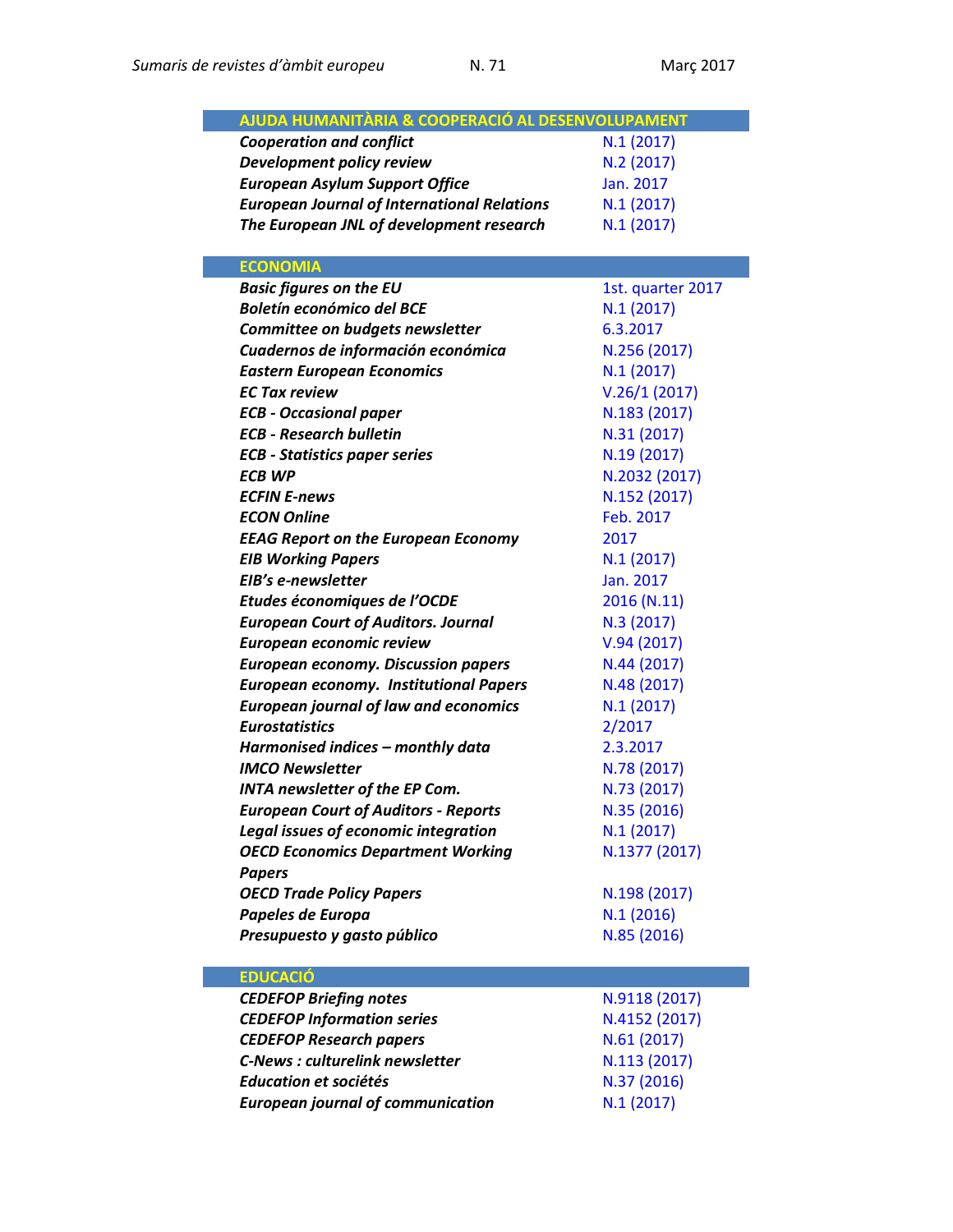| AJUDA HUMANITÀRIA & COOPERACIÓ AL DESENVOLUPAMENT | |
|---|---|
| ***Cooperation and conflict*** | N.1 (2017) |
| ***Development policy review*** | N.2 (2017) |
| ***European Asylum Support Office*** | Jan. 2017 |
| ***European Journal of International Relations*** | N.1 (2017) |
| ***The European JNL of development research*** | N.1 (2017) |

| ECONOMIA | |
|---|---|
| ***Basic figures on the EU*** | 1st. quarter 2017 |
| ***Boletín económico del BCE*** | N.1 (2017) |
| ***Committee on budgets newsletter*** | 6.3.2017 |
| ***Cuadernos de información económica*** | N.256 (2017) |
| ***Eastern European Economics*** | N.1 (2017) |
| ***EC Tax review*** | V.26/1 (2017) |
| ***ECB - Occasional paper*** | N.183 (2017) |
| ***ECB - Research bulletin*** | N.31 (2017) |
| ***ECB - Statistics paper series*** | N.19 (2017) |
| ***ECB WP*** | N.2032 (2017) |
| ***ECFIN E-news*** | N.152 (2017) |
| ***ECON Online*** | Feb. 2017 |
| ***EEAG Report on the European Economy*** | 2017 |
| ***EIB Working Papers*** | N.1 (2017) |
| ***EIB's e-newsletter*** | Jan. 2017 |
| ***Etudes économiques de l'OCDE*** | 2016 (N.11) |
| ***European Court of Auditors. Journal*** | N.3 (2017) |
| ***European economic review*** | V.94 (2017) |
| ***European economy. Discussion papers*** | N.44 (2017) |
| ***European economy. Institutional Papers*** | N.48 (2017) |
| ***European journal of law and economics*** | N.1 (2017) |
| ***Eurostatistics*** | 2/2017 |
| ***Harmonised indices – monthly data*** | 2.3.2017 |
| ***IMCO Newsletter*** | N.78 (2017) |
| ***INTA newsletter of the EP Com.*** | N.73 (2017) |
| ***European Court of Auditors - Reports*** | N.35 (2016) |
| ***Legal issues of economic integration*** | N.1 (2017) |
| ***OECD Economics Department Working Papers*** | N.1377 (2017) |
| ***OECD Trade Policy Papers*** | N.198 (2017) |
| ***Papeles de Europa*** | N.1 (2016) |
| ***Presupuesto y gasto público*** | N.85 (2016) |

| EDUCACIÓ | |
|---|---|
| ***CEDEFOP Briefing notes*** | N.9118 (2017) |
| ***CEDEFOP Information series*** | N.4152 (2017) |
| ***CEDEFOP Research papers*** | N.61 (2017) |
| ***C-News : culturelink newsletter*** | N.113 (2017) |
| ***Education et sociétés*** | N.37 (2016) |
| ***European journal of communication*** | N.1 (2017) |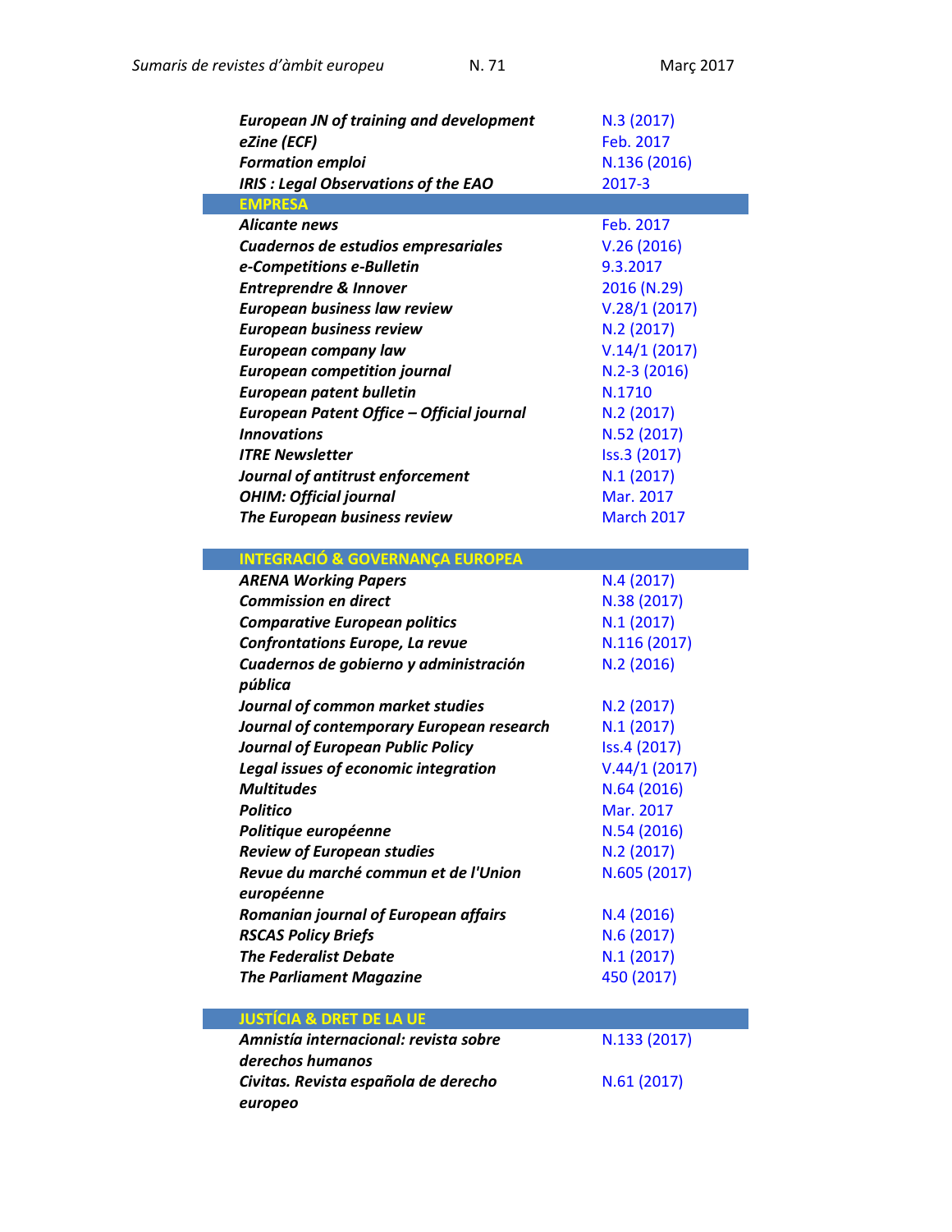| | |
|---|---|
| ***European JN of training and development*** | N.3 (2017) |
| ***eZine (ECF)*** | Feb. 2017 |
| ***Formation emploi*** | N.136 (2016) |
| ***IRIS : Legal Observations of the EAO*** | 2017-3 |

## EMPRESA

| | |
|---|---|
| ***Alicante news*** | Feb. 2017 |
| ***Cuadernos de estudios empresariales*** | V.26 (2016) |
| ***e-Competitions e-Bulletin*** | 9.3.2017 |
| ***Entreprendre & Innover*** | 2016 (N.29) |
| ***European business law review*** | V.28/1 (2017) |
| ***European business review*** | N.2 (2017) |
| ***European company law*** | V.14/1 (2017) |
| ***European competition journal*** | N.2-3 (2016) |
| ***European patent bulletin*** | N.1710 |
| ***European Patent Office – Official journal*** | N.2 (2017) |
| ***Innovations*** | N.52 (2017) |
| ***ITRE Newsletter*** | Iss.3 (2017) |
| ***Journal of antitrust enforcement*** | N.1 (2017) |
| ***OHIM: Official journal*** | Mar. 2017 |
| ***The European business review*** | March 2017 |

## INTEGRACIÓ & GOVERNANÇA EUROPEA

| | |
|---|---|
| ***ARENA Working Papers*** | N.4 (2017) |
| ***Commission en direct*** | N.38 (2017) |
| ***Comparative European politics*** | N.1 (2017) |
| ***Confrontations Europe, La revue*** | N.116 (2017) |
| ***Cuadernos de gobierno y administración pública*** | N.2 (2016) |
| ***Journal of common market studies*** | N.2 (2017) |
| ***Journal of contemporary European research*** | N.1 (2017) |
| ***Journal of European Public Policy*** | Iss.4 (2017) |
| ***Legal issues of economic integration*** | V.44/1 (2017) |
| ***Multitudes*** | N.64 (2016) |
| ***Politico*** | Mar. 2017 |
| ***Politique européenne*** | N.54 (2016) |
| ***Review of European studies*** | N.2 (2017) |
| ***Revue du marché commun et de l'Union européenne*** | N.605 (2017) |
| ***Romanian journal of European affairs*** | N.4 (2016) |
| ***RSCAS Policy Briefs*** | N.6 (2017) |
| ***The Federalist Debate*** | N.1 (2017) |
| ***The Parliament Magazine*** | 450 (2017) |

## JUSTÍCIA & DRET DE LA UE

| | |
|---|---|
| ***Amnistía internacional: revista sobre derechos humanos*** | N.133 (2017) |
| ***Civitas. Revista española de derecho europeo*** | N.61 (2017) |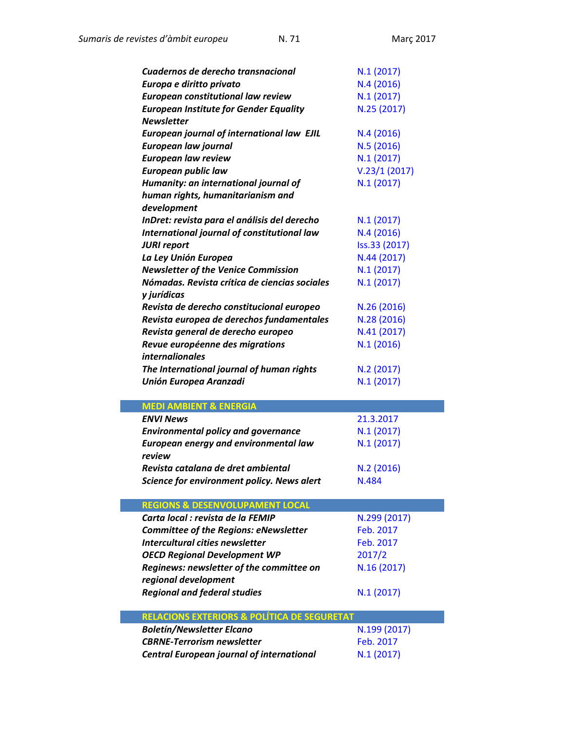| | |
|---|---|
| ***Cuadernos de derecho transnacional*** | N.1 (2017) |
| ***Europa e diritto privato*** | N.4 (2016) |
| ***European constitutional law review*** | N.1 (2017) |
| ***European Institute for Gender Equality Newsletter*** | N.25 (2017) |
| ***European journal of international law EJIL*** | N.4 (2016) |
| ***European law journal*** | N.5 (2016) |
| ***European law review*** | N.1 (2017) |
| ***European public law*** | V.23/1 (2017) |
| ***Humanity: an international journal of human rights, humanitarianism and development*** | N.1 (2017) |
| ***InDret: revista para el análisis del derecho*** | N.1 (2017) |
| ***International journal of constitutional law*** | N.4 (2016) |
| ***JURI report*** | Iss.33 (2017) |
| ***La Ley Unión Europea*** | N.44 (2017) |
| ***Newsletter of the Venice Commission*** | N.1 (2017) |
| ***Nómadas. Revista crítica de ciencias sociales y jurídicas*** | N.1 (2017) |
| ***Revista de derecho constitucional europeo*** | N.26 (2016) |
| ***Revista europea de derechos fundamentales*** | N.28 (2016) |
| ***Revista general de derecho europeo*** | N.41 (2017) |
| ***Revue européenne des migrations internalionales*** | N.1 (2016) |
| ***The International journal of human rights*** | N.2 (2017) |
| ***Unión Europea Aranzadi*** | N.1 (2017) |

## MEDI AMBIENT & ENERGIA

| | |
|---|---|
| ***ENVI News*** | 21.3.2017 |
| ***Environmental policy and governance*** | N.1 (2017) |
| ***European energy and environmental law review*** | N.1 (2017) |
| ***Revista catalana de dret ambiental*** | N.2 (2016) |
| ***Science for environment policy. News alert*** | N.484 |

## REGIONS & DESENVOLUPAMENT LOCAL

| | |
|---|---|
| ***Carta local : revista de la FEMIP*** | N.299 (2017) |
| ***Committee of the Regions: eNewsletter*** | Feb. 2017 |
| ***Intercultural cities newsletter*** | Feb. 2017 |
| ***OECD Regional Development WP*** | 2017/2 |
| ***Reginews: newsletter of the committee on regional development*** | N.16 (2017) |
| ***Regional and federal studies*** | N.1 (2017) |

## RELACIONS EXTERIORS & POLÍTICA DE SEGURETAT

| | |
|---|---|
| ***Boletín/Newsletter Elcano*** | N.199 (2017) |
| ***CBRNE-Terrorism newsletter*** | Feb. 2017 |
| ***Central European journal of international*** | N.1 (2017) |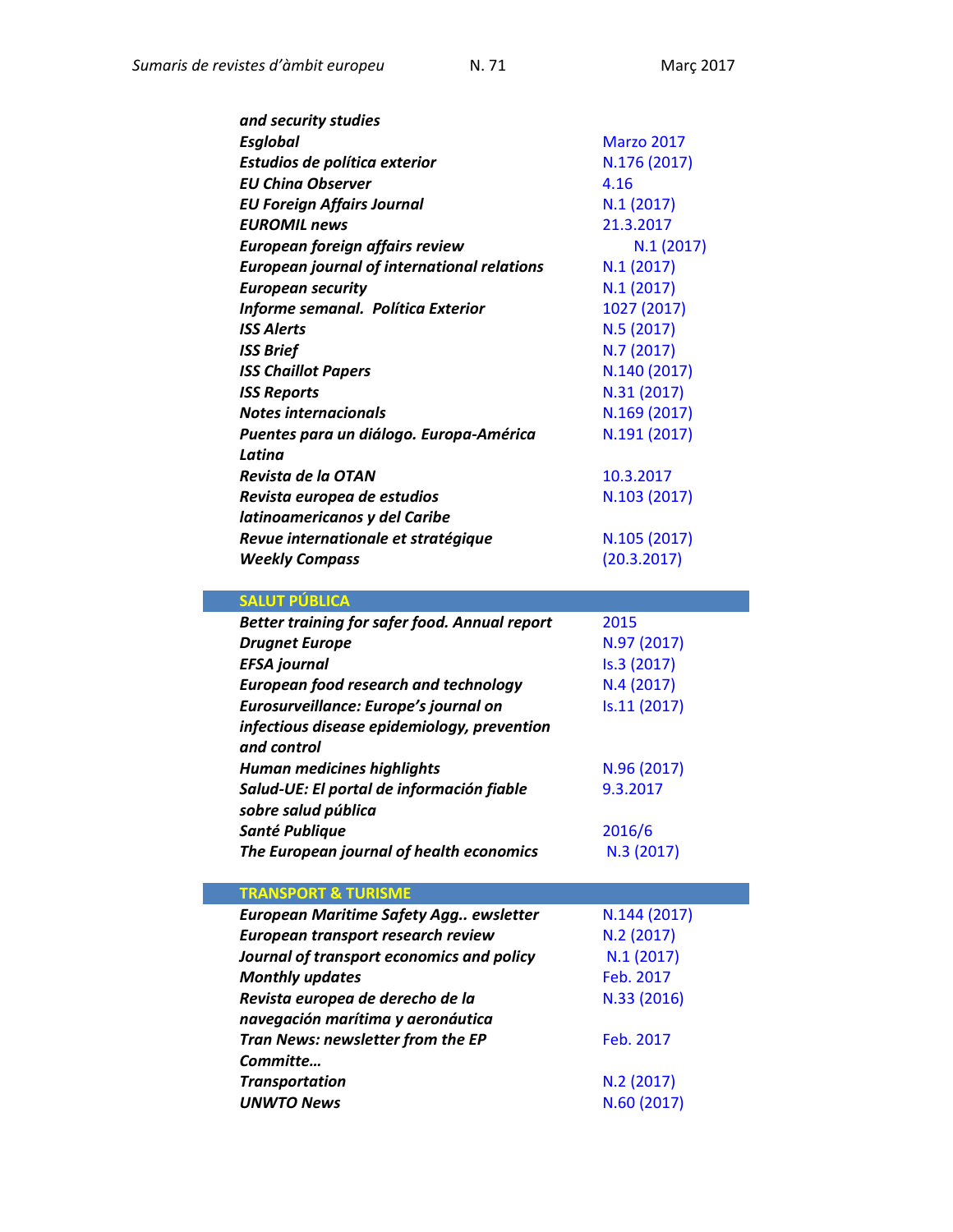| | |
|---|---|
| ***and security studies*** | |
| ***Esglobal*** | Marzo 2017 |
| ***Estudios de política exterior*** | N.176 (2017) |
| ***EU China Observer*** | 4.16 |
| ***EU Foreign Affairs Journal*** | N.1 (2017) |
| ***EUROMIL news*** | 21.3.2017 |
| ***European foreign affairs review*** | N.1 (2017) |
| ***European journal of international relations*** | N.1 (2017) |
| ***European security*** | N.1 (2017) |
| ***Informe semanal. Política Exterior*** | 1027 (2017) |
| ***ISS Alerts*** | N.5 (2017) |
| ***ISS Brief*** | N.7 (2017) |
| ***ISS Chaillot Papers*** | N.140 (2017) |
| ***ISS Reports*** | N.31 (2017) |
| ***Notes internacionals*** | N.169 (2017) |
| ***Puentes para un diálogo. Europa-América Latina*** | N.191 (2017) |
| ***Revista de la OTAN*** | 10.3.2017 |
| ***Revista europea de estudios latinoamericanos y del Caribe*** | N.103 (2017) |
| ***Revue internationale et stratégique*** | N.105 (2017) |
| ***Weekly Compass*** | (20.3.2017) |

| SALUT PÚBLICA | |
|---|---|
| ***Better training for safer food. Annual report*** | 2015 |
| ***Drugnet Europe*** | N.97 (2017) |
| ***EFSA journal*** | Is.3 (2017) |
| ***European food research and technology*** | N.4 (2017) |
| ***Eurosurveillance: Europe's journal on infectious disease epidemiology, prevention and control*** | Is.11 (2017) |
| ***Human medicines highlights*** | N.96 (2017) |
| ***Salud-UE: El portal de información fiable sobre salud pública*** | 9.3.2017 |
| ***Santé Publique*** | 2016/6 |
| ***The European journal of health economics*** | N.3 (2017) |

| TRANSPORT & TURISME | |
|---|---|
| ***European Maritime Safety Agg.. ewsletter*** | N.144 (2017) |
| ***European transport research review*** | N.2 (2017) |
| ***Journal of transport economics and policy*** | N.1 (2017) |
| ***Monthly updates*** | Feb. 2017 |
| ***Revista europea de derecho de la navegación marítima y aeronáutica*** | N.33 (2016) |
| ***Tran News: newsletter from the EP Committe…*** | Feb. 2017 |
| ***Transportation*** | N.2 (2017) |
| ***UNWTO News*** | N.60 (2017) |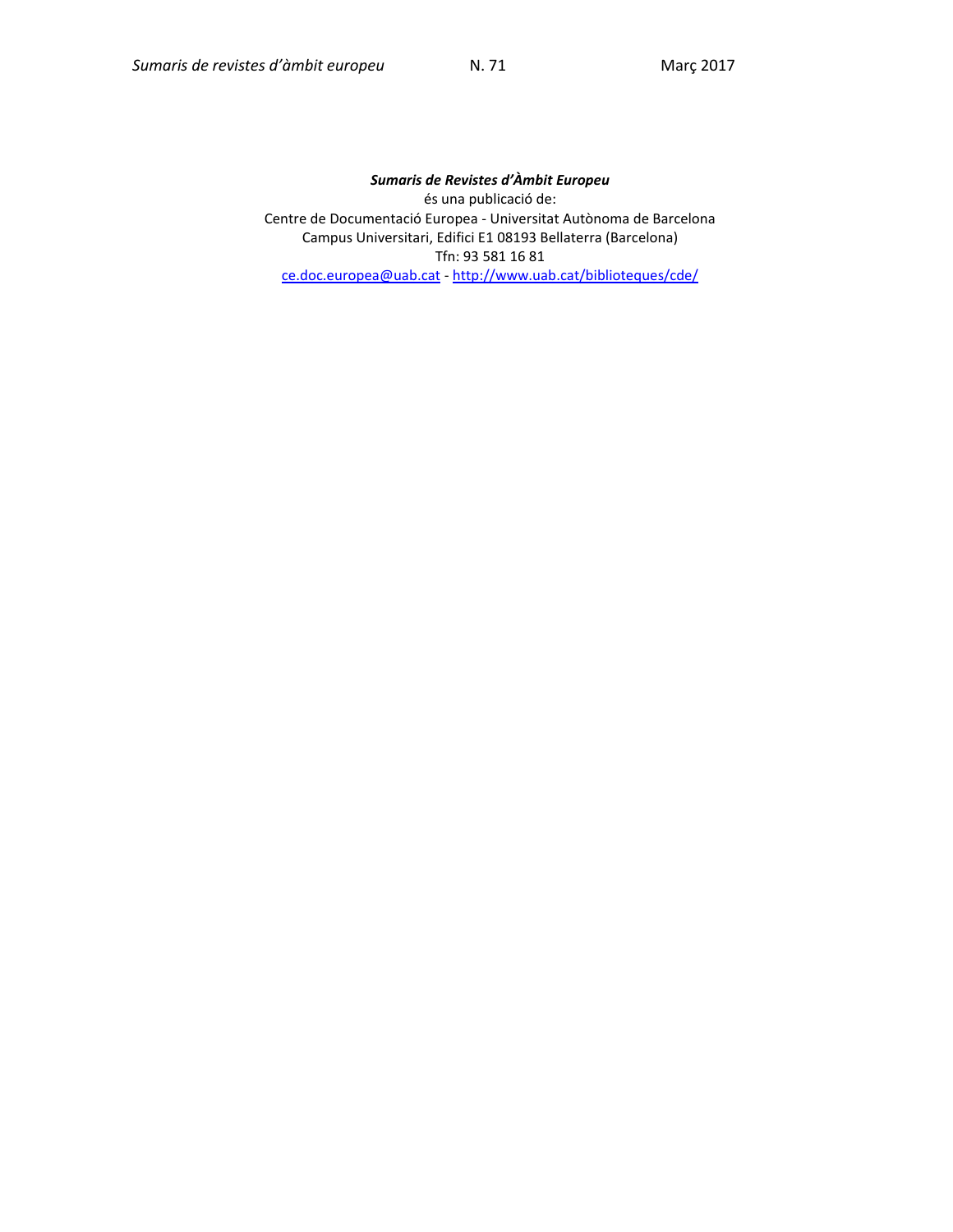***Sumaris de Revistes d'Àmbit Europeu***
és una publicació de:
Centre de Documentació Europea - Universitat Autònoma de Barcelona
Campus Universitari, Edifici E1 08193 Bellaterra (Barcelona)
Tfn: 93 581 16 81
[ce.doc.europea@uab.cat](mailto:ce.doc.europea@uab.cat) - [http://www.uab.cat/biblioteques/cde/](http://www.uab.cat/biblioteques/cde/)